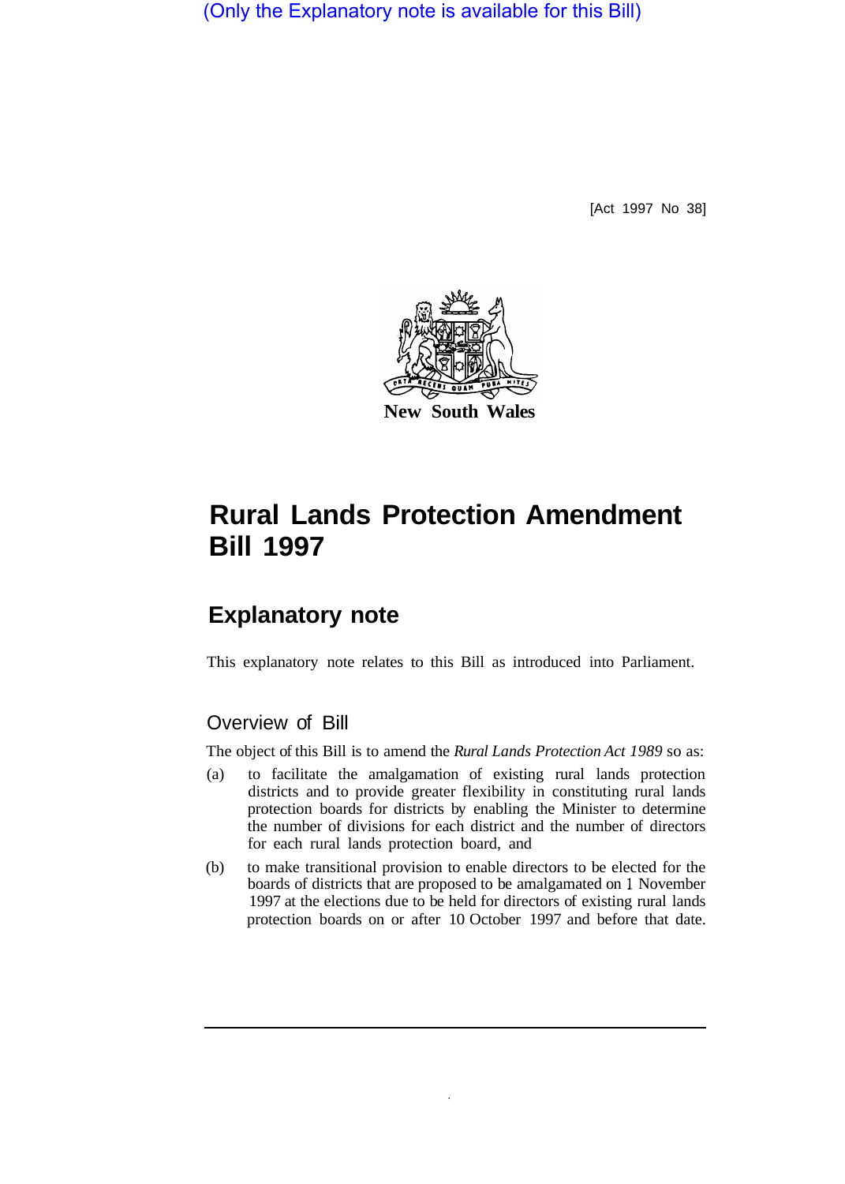(Only the Explanatory note is available for this Bill)

[Act 1997 No 38]

New South Wales

# Rural Lands Protection Amendment Bill 1997

## Explanatory note

This explanatory note relates to this Bill as introduced into Parliament.

### Overview of Bill

The object of this Bill is to amend the *Rural Lands Protection Act 1989* so as:

(a) to facilitate the amalgamation of existing rural lands protection districts and to provide greater flexibility in constituting rural lands protection boards for districts by enabling the Minister to determine the number of divisions for each district and the number of directors for each rural lands protection board, and

(b) to make transitional provision to enable directors to be elected for the boards of districts that are proposed to be amalgamated on 1 November 1997 at the elections due to be held for directors of existing rural lands protection boards on or after 10 October 1997 and before that date.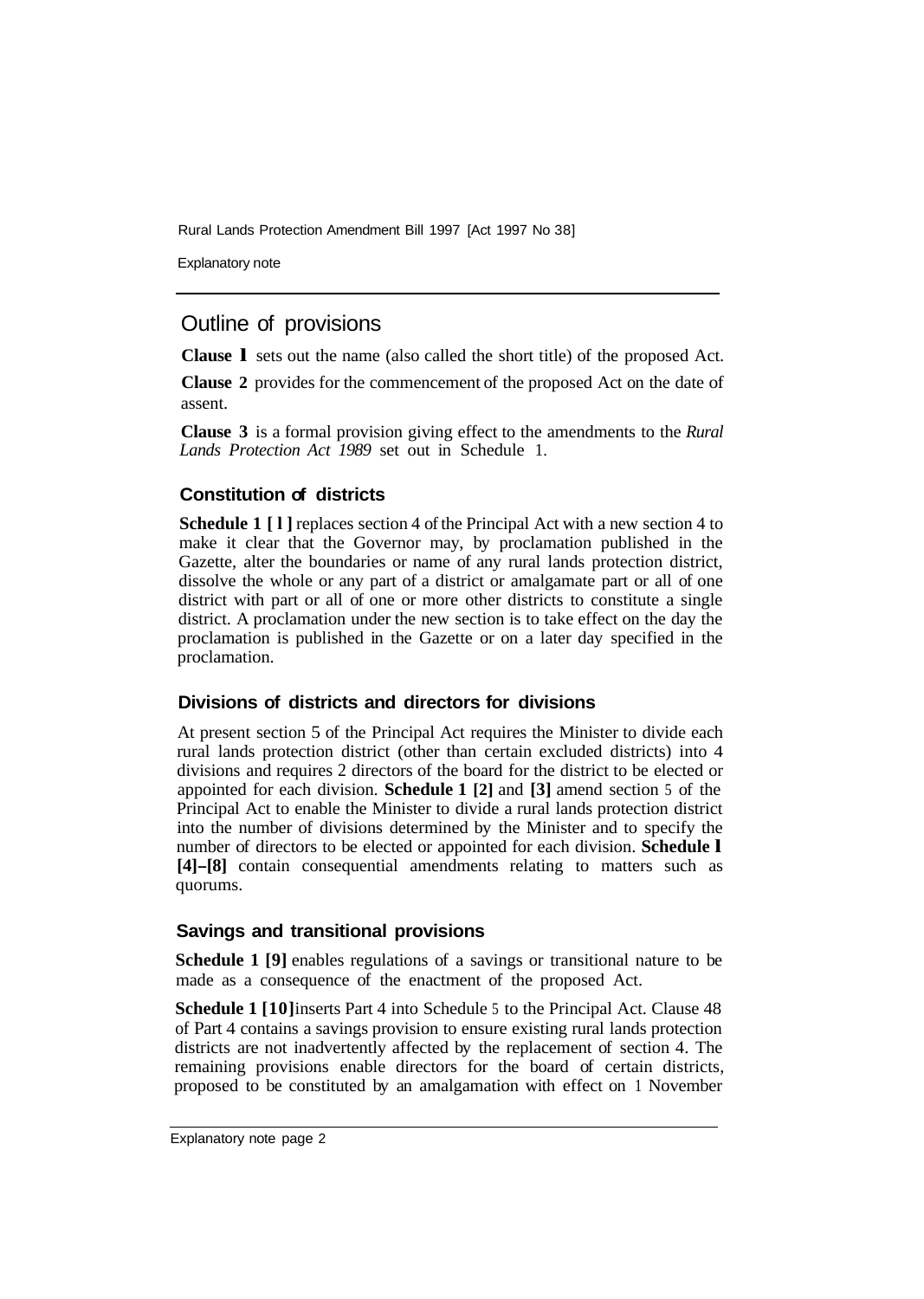## Outline of provisions

**Clause 1** sets out the name (also called the short title) of the proposed Act.

**Clause 2** provides for the commencement of the proposed Act on the date of assent.

**Clause 3** is a formal provision giving effect to the amendments to the *Rural Lands Protection Act 1989* set out in Schedule 1.

### Constitution of districts

**Schedule 1 [1]** replaces section 4 of the Principal Act with a new section 4 to make it clear that the Governor may, by proclamation published in the Gazette, alter the boundaries or name of any rural lands protection district, dissolve the whole or any part of a district or amalgamate part or all of one district with part or all of one or more other districts to constitute a single district. A proclamation under the new section is to take effect on the day the proclamation is published in the Gazette or on a later day specified in the proclamation.

### Divisions of districts and directors for divisions

At present section 5 of the Principal Act requires the Minister to divide each rural lands protection district (other than certain excluded districts) into 4 divisions and requires 2 directors of the board for the district to be elected or appointed for each division. **Schedule 1 [2]** and **[3]** amend section 5 of the Principal Act to enable the Minister to divide a rural lands protection district into the number of divisions determined by the Minister and to specify the number of directors to be elected or appointed for each division. **Schedule 1 [4]–[8]** contain consequential amendments relating to matters such as quorums.

### Savings and transitional provisions

**Schedule 1 [9]** enables regulations of a savings or transitional nature to be made as a consequence of the enactment of the proposed Act.

**Schedule 1 [10]** inserts Part 4 into Schedule 5 to the Principal Act. Clause 48 of Part 4 contains a savings provision to ensure existing rural lands protection districts are not inadvertently affected by the replacement of section 4. The remaining provisions enable directors for the board of certain districts, proposed to be constituted by an amalgamation with effect on 1 November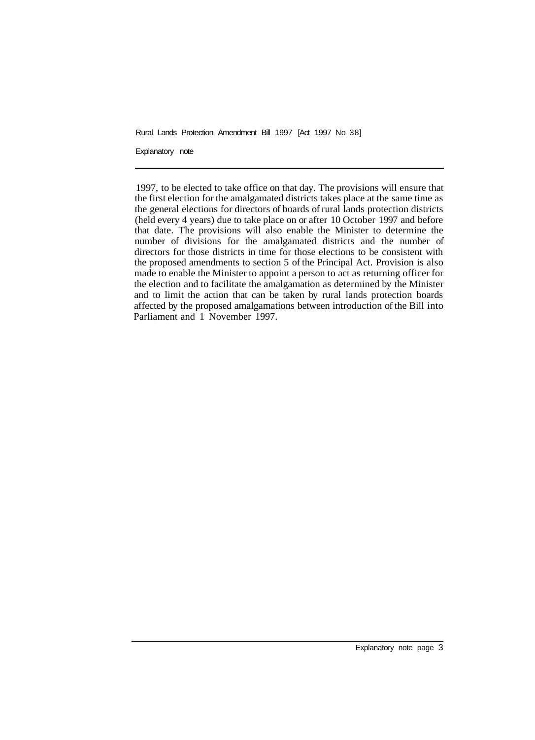1997, to be elected to take office on that day. The provisions will ensure that the first election for the amalgamated districts takes place at the same time as the general elections for directors of boards of rural lands protection districts (held every 4 years) due to take place on or after 10 October 1997 and before that date. The provisions will also enable the Minister to determine the number of divisions for the amalgamated districts and the number of directors for those districts in time for those elections to be consistent with the proposed amendments to section 5 of the Principal Act. Provision is also made to enable the Minister to appoint a person to act as returning officer for the election and to facilitate the amalgamation as determined by the Minister and to limit the action that can be taken by rural lands protection boards affected by the proposed amalgamations between introduction of the Bill into Parliament and 1 November 1997.